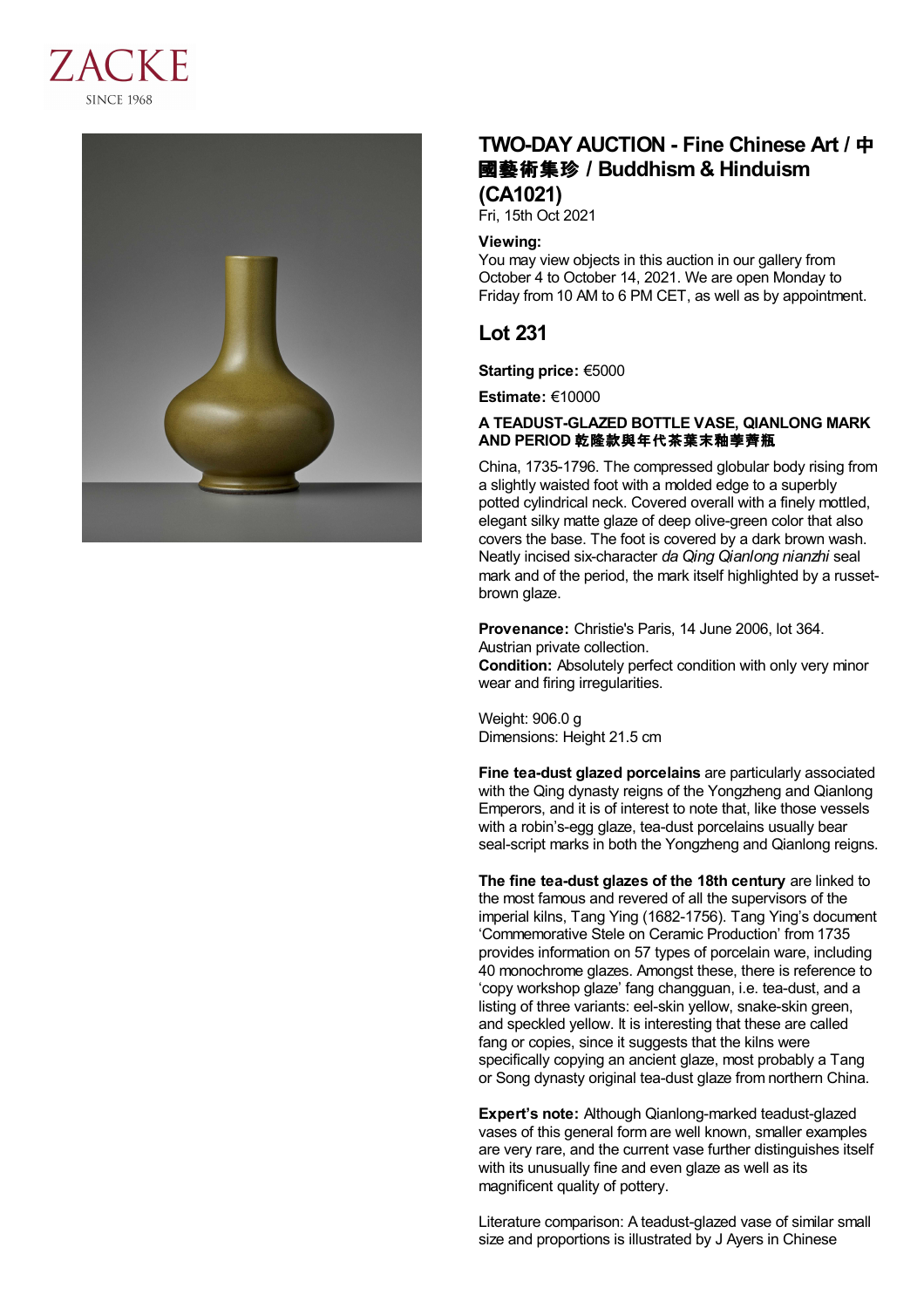ZACKE

SINCE 1968

# TWO-DAY AUCTION - Fine Chinese Art / 中國藝術集珍 / Buddhism & Hinduism (CA1021)

Fri, 15th Oct 2021

**Viewing:**
You may view objects in this auction in our gallery from October 4 to October 14, 2021. We are open Monday to Friday from 10 AM to 6 PM CET, as well as by appointment.

## Lot 231

**Starting price:** €5000

**Estimate:** €10000

**A TEADUST-GLAZED BOTTLE VASE, QIANLONG MARK AND PERIOD 乾隆款與年代茶葉末釉荸荠瓶**

China, 1735-1796. The compressed globular body rising from a slightly waisted foot with a molded edge to a superbly potted cylindrical neck. Covered overall with a finely mottled, elegant silky matte glaze of deep olive-green color that also covers the base. The foot is covered by a dark brown wash. Neatly incised six-character *da Qing Qianlong nianzhi* seal mark and of the period, the mark itself highlighted by a russet-brown glaze.

**Provenance:** Christie's Paris, 14 June 2006, lot 364. Austrian private collection.
**Condition:** Absolutely perfect condition with only very minor wear and firing irregularities.

Weight: 906.0 g
Dimensions: Height 21.5 cm

**Fine tea-dust glazed porcelains** are particularly associated with the Qing dynasty reigns of the Yongzheng and Qianlong Emperors, and it is of interest to note that, like those vessels with a robin's-egg glaze, tea-dust porcelains usually bear seal-script marks in both the Yongzheng and Qianlong reigns.

**The fine tea-dust glazes of the 18th century** are linked to the most famous and revered of all the supervisors of the imperial kilns, Tang Ying (1682-1756). Tang Ying's document 'Commemorative Stele on Ceramic Production' from 1735 provides information on 57 types of porcelain ware, including 40 monochrome glazes. Amongst these, there is reference to 'copy workshop glaze' fang changguan, i.e. tea-dust, and a listing of three variants: eel-skin yellow, snake-skin green, and speckled yellow. It is interesting that these are called fang or copies, since it suggests that the kilns were specifically copying an ancient glaze, most probably a Tang or Song dynasty original tea-dust glaze from northern China.

**Expert's note:** Although Qianlong-marked teadust-glazed vases of this general form are well known, smaller examples are very rare, and the current vase further distinguishes itself with its unusually fine and even glaze as well as its magnificent quality of pottery.

Literature comparison: A teadust-glazed vase of similar small size and proportions is illustrated by J Ayers in Chinese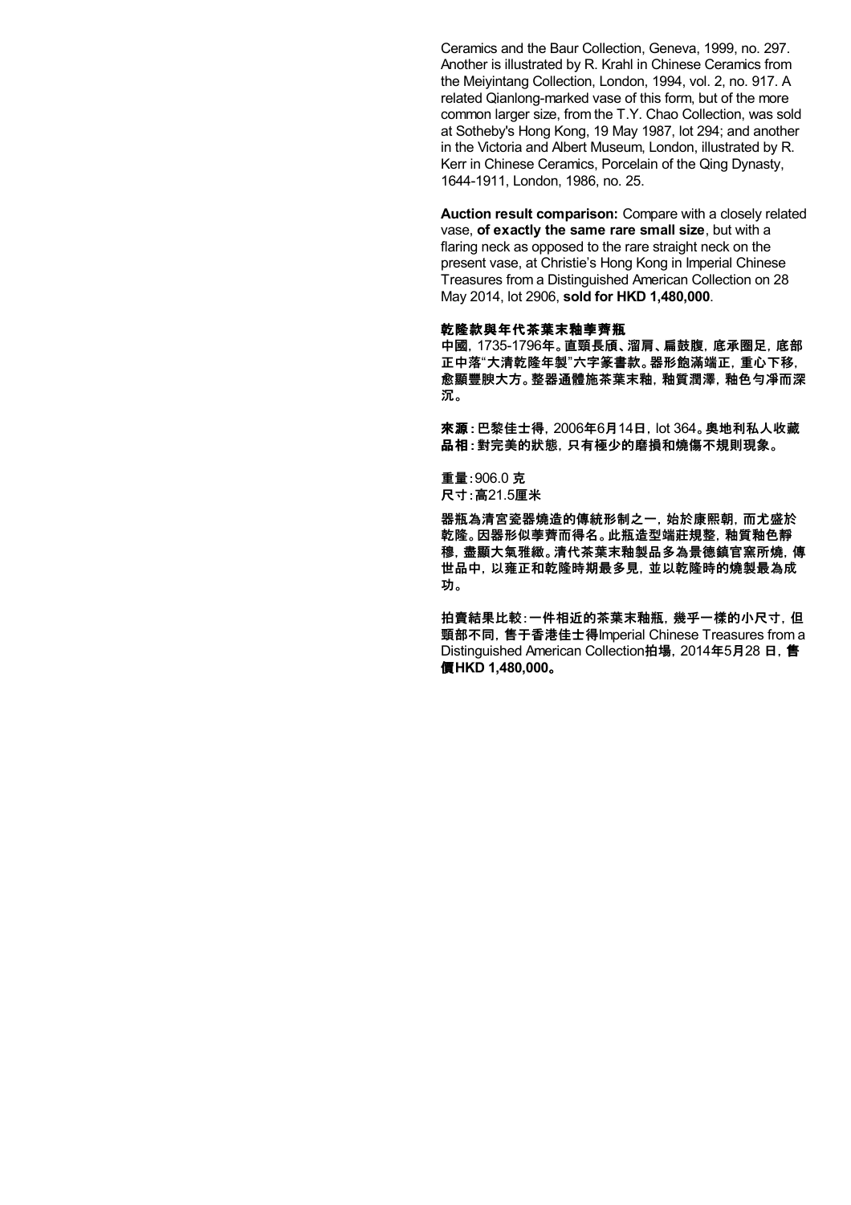Ceramics and the Baur Collection, Geneva, 1999, no. 297. Another is illustrated by R. Krahl in Chinese Ceramics from the Meiyintang Collection, London, 1994, vol. 2, no. 917. A related Qianlong-marked vase of this form, but of the more common larger size, from the T.Y. Chao Collection, was sold at Sotheby's Hong Kong, 19 May 1987, lot 294; and another in the Victoria and Albert Museum, London, illustrated by R. Kerr in Chinese Ceramics, Porcelain of the Qing Dynasty, 1644-1911, London, 1986, no. 25.

**Auction result comparison:** Compare with a closely related vase, **of exactly the same rare small size**, but with a flaring neck as opposed to the rare straight neck on the present vase, at Christie's Hong Kong in Imperial Chinese Treasures from a Distinguished American Collection on 28 May 2014, lot 2906, **sold for HKD 1,480,000**.

**乾隆款與年代茶葉末釉荸薺瓶**

**中國**, 1735-1796**年。直頸長頎、溜肩、扁鼓腹，底承圈足，底部正中落"大清乾隆年製"六字篆書款。器形飽滿端正，重心下移，愈顯豐腴大方。整器通體施茶葉末釉，釉質潤澤，釉色勻凈而深沉。**

**來源：巴黎佳士得**, 2006**年**6**月**14**日**, lot 364**。奧地利私人收藏**
**品相：對完美的狀態，只有極少的磨損和燒傷不規則現象。**

**重量：**906.0 **克**
**尺寸：高**21.5**厘米**

**器瓶為清宮瓷器燒造的傳統形制之一，始於康熙朝，而尤盛於乾隆。因器形似荸薺而得名。此瓶造型端莊規整，釉質釉色靜穆，盡顯大氣雅緻。清代茶葉末釉製品多為景德鎮官窯所燒，傳世品中，以雍正和乾隆時期最多見，並以乾隆時的燒製最為成功。**

**拍賣結果比較：一件相近的茶葉末釉瓶，幾乎一樣的小尺寸，但頸部不同，售于香港佳士得**Imperial Chinese Treasures from a Distinguished American Collection**拍場**, 2014**年**5**月**28 **日，售價HKD 1,480,000。**